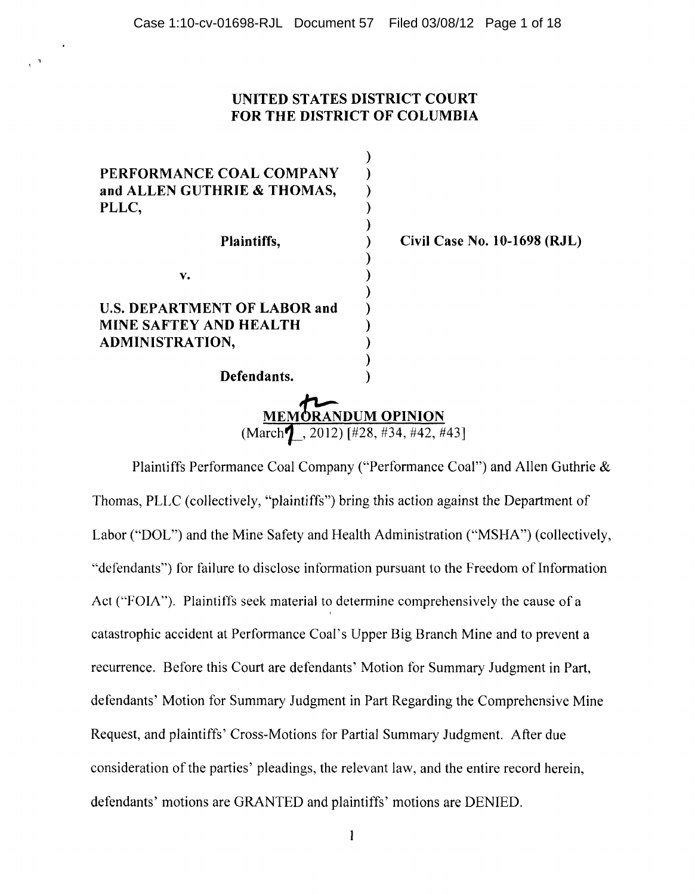# UNITED STATES DISTRICT COURT FOR THE DISTRICT OF COLUMBIA

**PERFORMANCE COAL COMPANY and ALLEN GUTHRIE & THOMAS, PLLC,**

**Plaintiffs,**

**v.**

**U.S. DEPARTMENT OF LABOR and MINE SAFTEY AND HEALTH ADMINISTRATION,**

**Defendants.**

**Civil Case No. 10-1698 (RJL)**

## MEMORANDUM OPINION

(March 7th, 2012) [#28, #34, #42, #43]

Plaintiffs Performance Coal Company ("Performance Coal") and Allen Guthrie & Thomas, PLLC (collectively, "plaintiffs") bring this action against the Department of Labor ("DOL") and the Mine Safety and Health Administration ("MSHA") (collectively, "defendants") for failure to disclose information pursuant to the Freedom of Information Act ("FOIA"). Plaintiffs seek material to determine comprehensively the cause of a catastrophic accident at Performance Coal's Upper Big Branch Mine and to prevent a recurrence. Before this Court are defendants' Motion for Summary Judgment in Part, defendants' Motion for Summary Judgment in Part Regarding the Comprehensive Mine Request, and plaintiffs' Cross-Motions for Partial Summary Judgment. After due consideration of the parties' pleadings, the relevant law, and the entire record herein, defendants' motions are GRANTED and plaintiffs' motions are DENIED.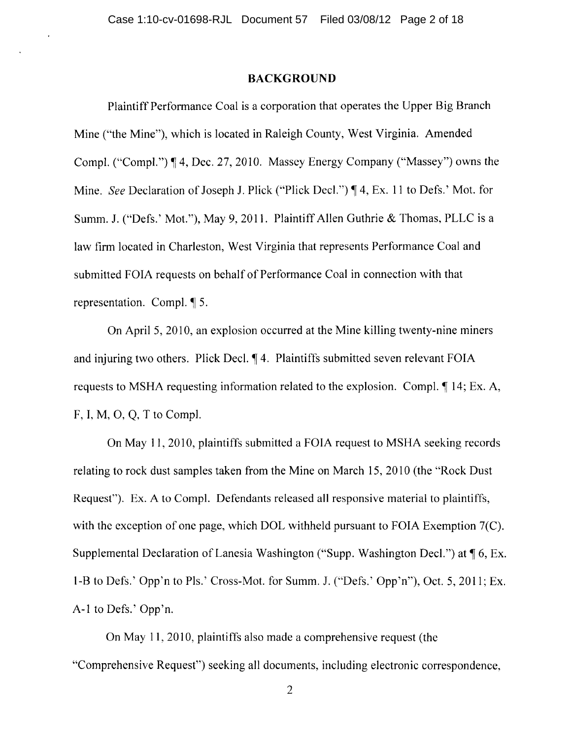## BACKGROUND

Plaintiff Performance Coal is a corporation that operates the Upper Big Branch Mine ("the Mine"), which is located in Raleigh County, West Virginia. Amended Compl. ("Compl.") ¶ 4, Dec. 27, 2010. Massey Energy Company ("Massey") owns the Mine. *See* Declaration of Joseph J. Plick ("Plick Decl.") ¶ 4, Ex. 11 to Defs.' Mot. for Summ. J. ("Defs.' Mot."), May 9, 2011. Plaintiff Allen Guthrie & Thomas, PLLC is a law firm located in Charleston, West Virginia that represents Performance Coal and submitted FOIA requests on behalf of Performance Coal in connection with that representation. Compl. ¶ 5.

On April 5, 2010, an explosion occurred at the Mine killing twenty-nine miners and injuring two others. Plick Decl. ¶ 4. Plaintiffs submitted seven relevant FOIA requests to MSHA requesting information related to the explosion. Compl. ¶ 14; Ex. A, F, I, M, O, Q, T to Compl.

On May 11, 2010, plaintiffs submitted a FOIA request to MSHA seeking records relating to rock dust samples taken from the Mine on March 15, 2010 (the "Rock Dust Request"). Ex. A to Compl. Defendants released all responsive material to plaintiffs, with the exception of one page, which DOL withheld pursuant to FOIA Exemption 7(C). Supplemental Declaration of Lanesia Washington ("Supp. Washington Decl.") at ¶ 6, Ex. 1-B to Defs.' Opp'n to Pls.' Cross-Mot. for Summ. J. ("Defs.' Opp'n"), Oct. 5, 2011; Ex. A-1 to Defs.' Opp'n.

On May 11, 2010, plaintiffs also made a comprehensive request (the "Comprehensive Request") seeking all documents, including electronic correspondence,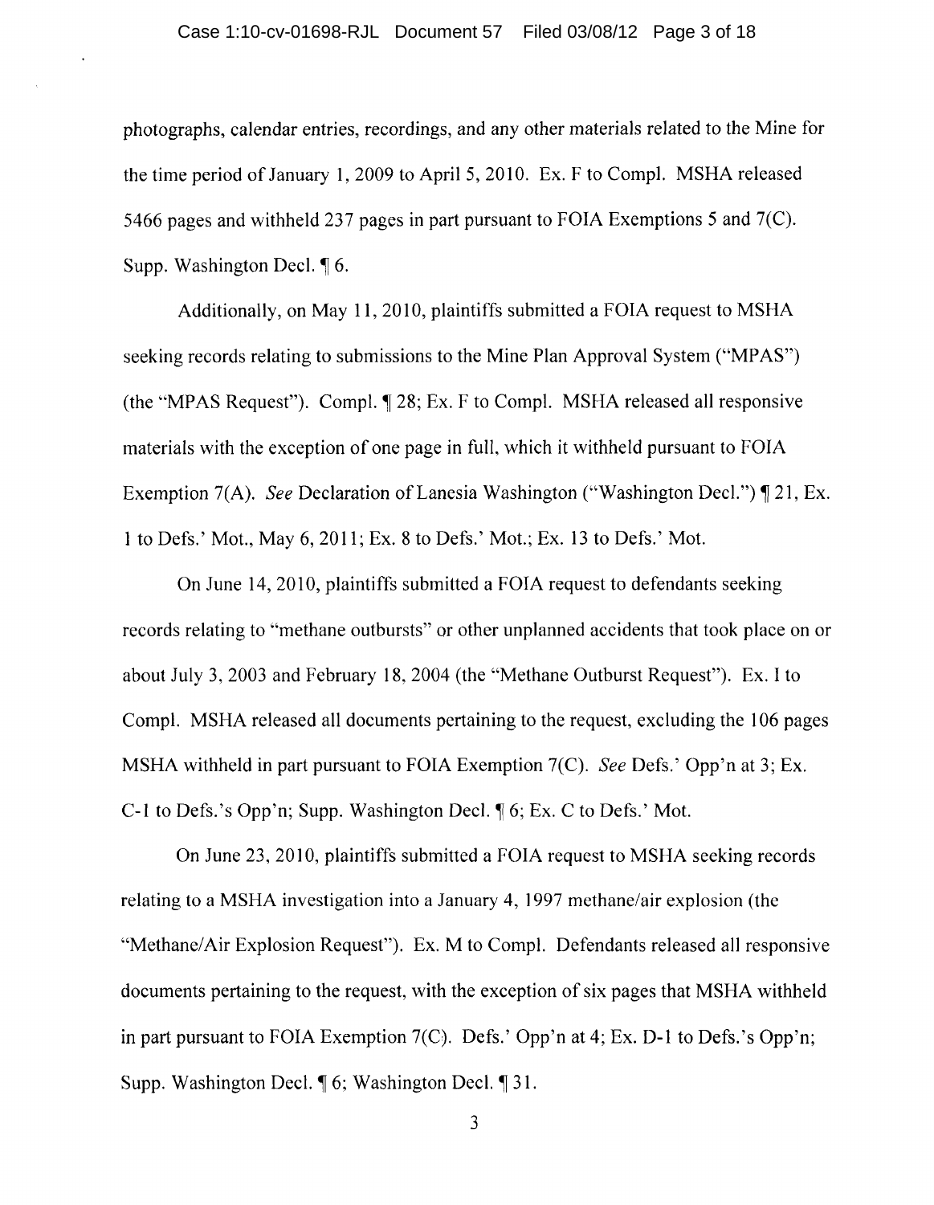photographs, calendar entries, recordings, and any other materials related to the Mine for the time period of January 1, 2009 to April 5, 2010. Ex. F to Compl. MSHA released 5466 pages and withheld 237 pages in part pursuant to FOIA Exemptions 5 and 7(C). Supp. Washington Decl. ¶ 6.

Additionally, on May 11, 2010, plaintiffs submitted a FOIA request to MSHA seeking records relating to submissions to the Mine Plan Approval System ("MPAS") (the "MPAS Request"). Compl. ¶ 28; Ex. F to Compl. MSHA released all responsive materials with the exception of one page in full, which it withheld pursuant to FOIA Exemption 7(A). *See* Declaration of Lanesia Washington ("Washington Decl.") ¶ 21, Ex. 1 to Defs.' Mot., May 6, 2011; Ex. 8 to Defs.' Mot.; Ex. 13 to Defs.' Mot.

On June 14, 2010, plaintiffs submitted a FOIA request to defendants seeking records relating to "methane outbursts" or other unplanned accidents that took place on or about July 3, 2003 and February 18, 2004 (the "Methane Outburst Request"). Ex. I to Compl. MSHA released all documents pertaining to the request, excluding the 106 pages MSHA withheld in part pursuant to FOIA Exemption 7(C). *See* Defs.' Opp'n at 3; Ex. C-1 to Defs.'s Opp'n; Supp. Washington Decl. ¶ 6; Ex. C to Defs.' Mot.

On June 23, 2010, plaintiffs submitted a FOIA request to MSHA seeking records relating to a MSHA investigation into a January 4, 1997 methane/air explosion (the "Methane/Air Explosion Request"). Ex. M to Compl. Defendants released all responsive documents pertaining to the request, with the exception of six pages that MSHA withheld in part pursuant to FOIA Exemption 7(C). Defs.' Opp'n at 4; Ex. D-1 to Defs.'s Opp'n; Supp. Washington Decl. ¶ 6; Washington Decl. ¶ 31.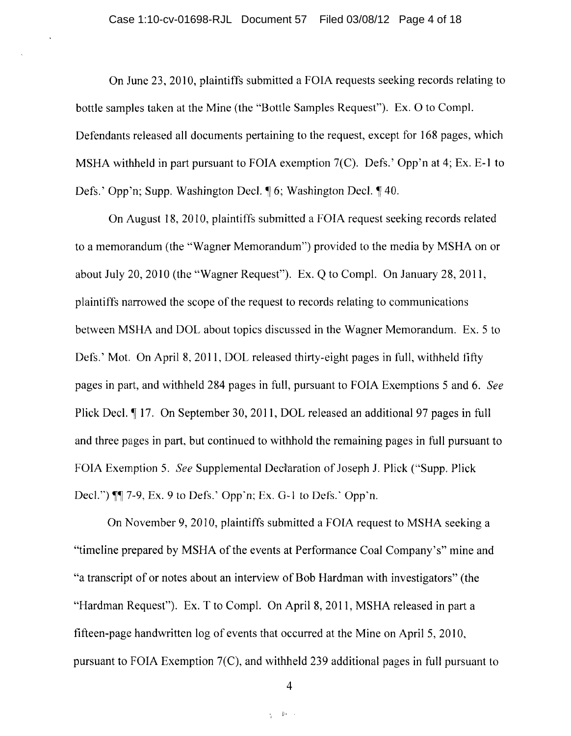On June 23, 2010, plaintiffs submitted a FOIA requests seeking records relating to bottle samples taken at the Mine (the "Bottle Samples Request"). Ex. O to Compl. Defendants released all documents pertaining to the request, except for 168 pages, which MSHA withheld in part pursuant to FOIA exemption 7(C). Defs.' Opp'n at 4; Ex. E-1 to Defs.' Opp'n; Supp. Washington Decl. ¶ 6; Washington Decl. ¶ 40.

On August 18, 2010, plaintiffs submitted a FOIA request seeking records related to a memorandum (the "Wagner Memorandum") provided to the media by MSHA on or about July 20, 2010 (the "Wagner Request"). Ex. Q to Compl. On January 28, 2011, plaintiffs narrowed the scope of the request to records relating to communications between MSHA and DOL about topics discussed in the Wagner Memorandum. Ex. 5 to Defs.' Mot. On April 8, 2011, DOL released thirty-eight pages in full, withheld fifty pages in part, and withheld 284 pages in full, pursuant to FOIA Exemptions 5 and 6. *See* Plick Decl. ¶ 17. On September 30, 2011, DOL released an additional 97 pages in full and three pages in part, but continued to withhold the remaining pages in full pursuant to FOIA Exemption 5. *See* Supplemental Declaration of Joseph J. Plick ("Supp. Plick Decl.") ¶¶ 7-9, Ex. 9 to Defs.' Opp'n; Ex. G-1 to Defs.' Opp'n.

On November 9, 2010, plaintiffs submitted a FOIA request to MSHA seeking a "timeline prepared by MSHA of the events at Performance Coal Company's" mine and "a transcript of or notes about an interview of Bob Hardman with investigators" (the "Hardman Request"). Ex. T to Compl. On April 8, 2011, MSHA released in part a fifteen-page handwritten log of events that occurred at the Mine on April 5, 2010, pursuant to FOIA Exemption 7(C), and withheld 239 additional pages in full pursuant to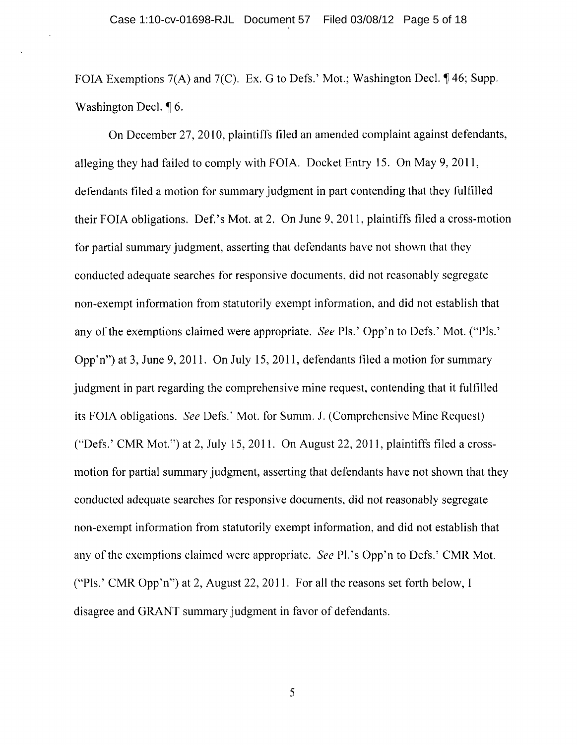FOIA Exemptions 7(A) and 7(C). Ex. G to Defs.' Mot.; Washington Decl. ¶ 46; Supp. Washington Decl. ¶ 6.

On December 27, 2010, plaintiffs filed an amended complaint against defendants, alleging they had failed to comply with FOIA. Docket Entry 15. On May 9, 2011, defendants filed a motion for summary judgment in part contending that they fulfilled their FOIA obligations. Def.'s Mot. at 2. On June 9, 2011, plaintiffs filed a cross-motion for partial summary judgment, asserting that defendants have not shown that they conducted adequate searches for responsive documents, did not reasonably segregate non-exempt information from statutorily exempt information, and did not establish that any of the exemptions claimed were appropriate. *See* Pls.' Opp'n to Defs.' Mot. ("Pls.' Opp'n") at 3, June 9, 2011. On July 15, 2011, defendants filed a motion for summary judgment in part regarding the comprehensive mine request, contending that it fulfilled its FOIA obligations. *See* Defs.' Mot. for Summ. J. (Comprehensive Mine Request) ("Defs.' CMR Mot.") at 2, July 15, 2011. On August 22, 2011, plaintiffs filed a cross-motion for partial summary judgment, asserting that defendants have not shown that they conducted adequate searches for responsive documents, did not reasonably segregate non-exempt information from statutorily exempt information, and did not establish that any of the exemptions claimed were appropriate. *See* Pl.'s Opp'n to Defs.' CMR Mot. ("Pls.' CMR Opp'n") at 2, August 22, 2011. For all the reasons set forth below, I disagree and GRANT summary judgment in favor of defendants.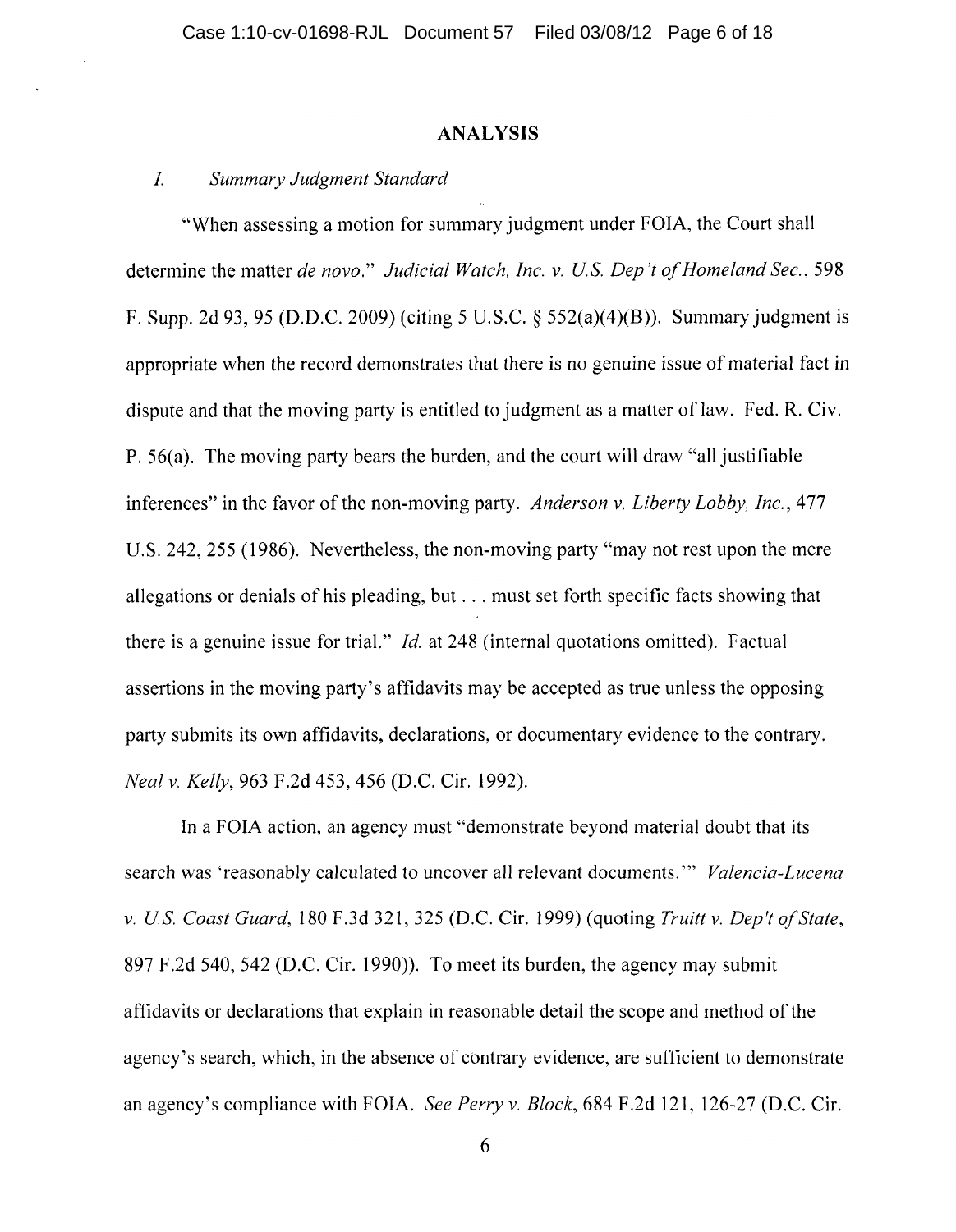## ANALYSIS

### *I. Summary Judgment Standard*

"When assessing a motion for summary judgment under FOIA, the Court shall determine the matter *de novo*." *Judicial Watch, Inc. v. U.S. Dep't of Homeland Sec.*, 598 F. Supp. 2d 93, 95 (D.D.C. 2009) (citing 5 U.S.C. § 552(a)(4)(B)). Summary judgment is appropriate when the record demonstrates that there is no genuine issue of material fact in dispute and that the moving party is entitled to judgment as a matter of law. Fed. R. Civ. P. 56(a). The moving party bears the burden, and the court will draw "all justifiable inferences" in the favor of the non-moving party. *Anderson v. Liberty Lobby, Inc.*, 477 U.S. 242, 255 (1986). Nevertheless, the non-moving party "may not rest upon the mere allegations or denials of his pleading, but . . . must set forth specific facts showing that there is a genuine issue for trial." *Id.* at 248 (internal quotations omitted). Factual assertions in the moving party's affidavits may be accepted as true unless the opposing party submits its own affidavits, declarations, or documentary evidence to the contrary. *Neal v. Kelly*, 963 F.2d 453, 456 (D.C. Cir. 1992).

In a FOIA action, an agency must "demonstrate beyond material doubt that its search was 'reasonably calculated to uncover all relevant documents.'" *Valencia-Lucena v. U.S. Coast Guard*, 180 F.3d 321, 325 (D.C. Cir. 1999) (quoting *Truitt v. Dep't of State*, 897 F.2d 540, 542 (D.C. Cir. 1990)). To meet its burden, the agency may submit affidavits or declarations that explain in reasonable detail the scope and method of the agency's search, which, in the absence of contrary evidence, are sufficient to demonstrate an agency's compliance with FOIA. *See Perry v. Block*, 684 F.2d 121, 126-27 (D.C. Cir.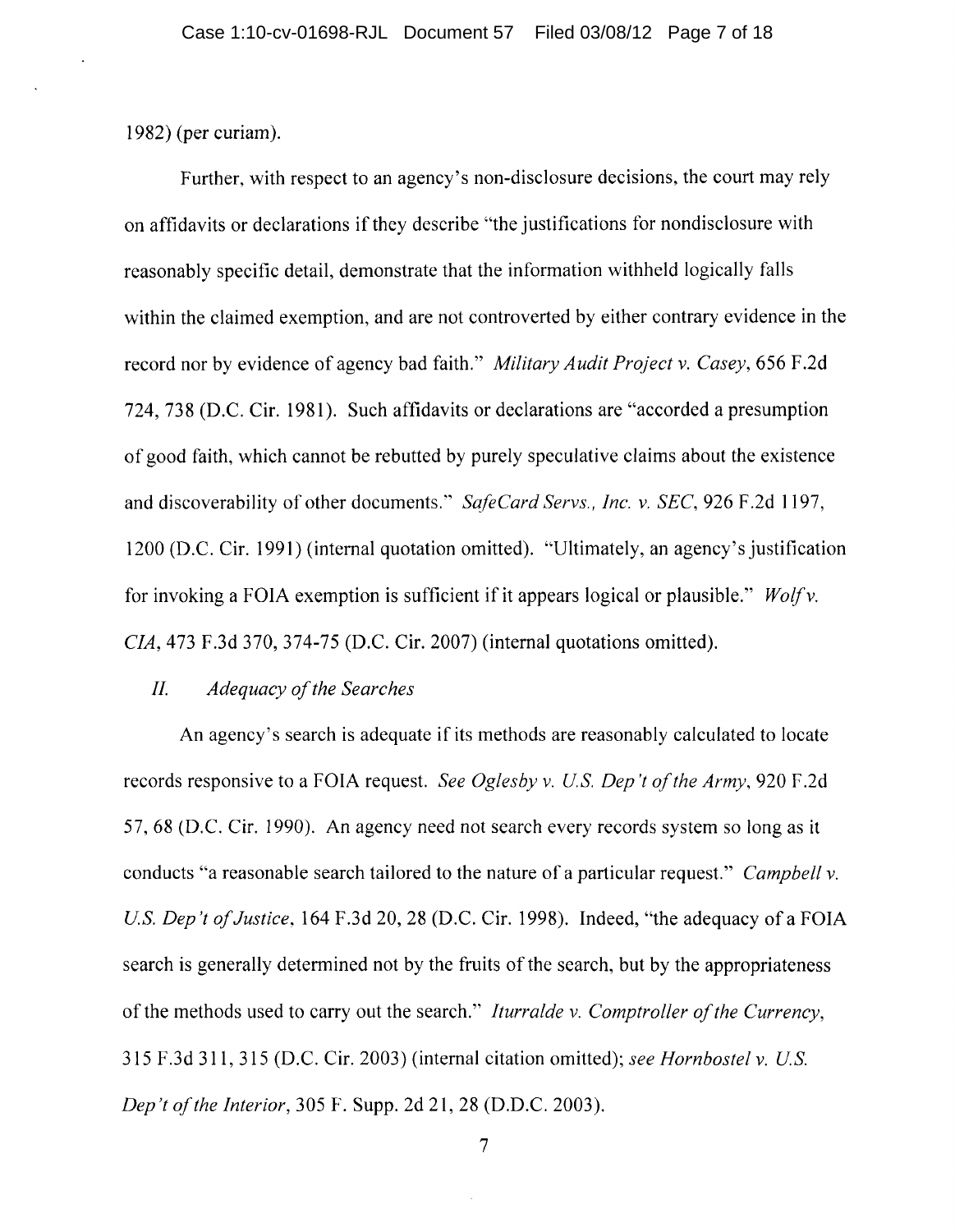1982) (per curiam).

Further, with respect to an agency's non-disclosure decisions, the court may rely on affidavits or declarations if they describe "the justifications for nondisclosure with reasonably specific detail, demonstrate that the information withheld logically falls within the claimed exemption, and are not controverted by either contrary evidence in the record nor by evidence of agency bad faith." *Military Audit Project v. Casey*, 656 F.2d 724, 738 (D.C. Cir. 1981). Such affidavits or declarations are "accorded a presumption of good faith, which cannot be rebutted by purely speculative claims about the existence and discoverability of other documents." *SafeCard Servs., Inc. v. SEC*, 926 F.2d 1197, 1200 (D.C. Cir. 1991) (internal quotation omitted). "Ultimately, an agency's justification for invoking a FOIA exemption is sufficient if it appears logical or plausible." *Wolf v. CIA*, 473 F.3d 370, 374-75 (D.C. Cir. 2007) (internal quotations omitted).

## *II. Adequacy of the Searches*

An agency's search is adequate if its methods are reasonably calculated to locate records responsive to a FOIA request. *See Oglesby v. U.S. Dep't of the Army*, 920 F.2d 57, 68 (D.C. Cir. 1990). An agency need not search every records system so long as it conducts "a reasonable search tailored to the nature of a particular request." *Campbell v. U.S. Dep't of Justice*, 164 F.3d 20, 28 (D.C. Cir. 1998). Indeed, "the adequacy of a FOIA search is generally determined not by the fruits of the search, but by the appropriateness of the methods used to carry out the search." *Iturralde v. Comptroller of the Currency*, 315 F.3d 311, 315 (D.C. Cir. 2003) (internal citation omitted); *see Hornbostel v. U.S. Dep't of the Interior*, 305 F. Supp. 2d 21, 28 (D.D.C. 2003).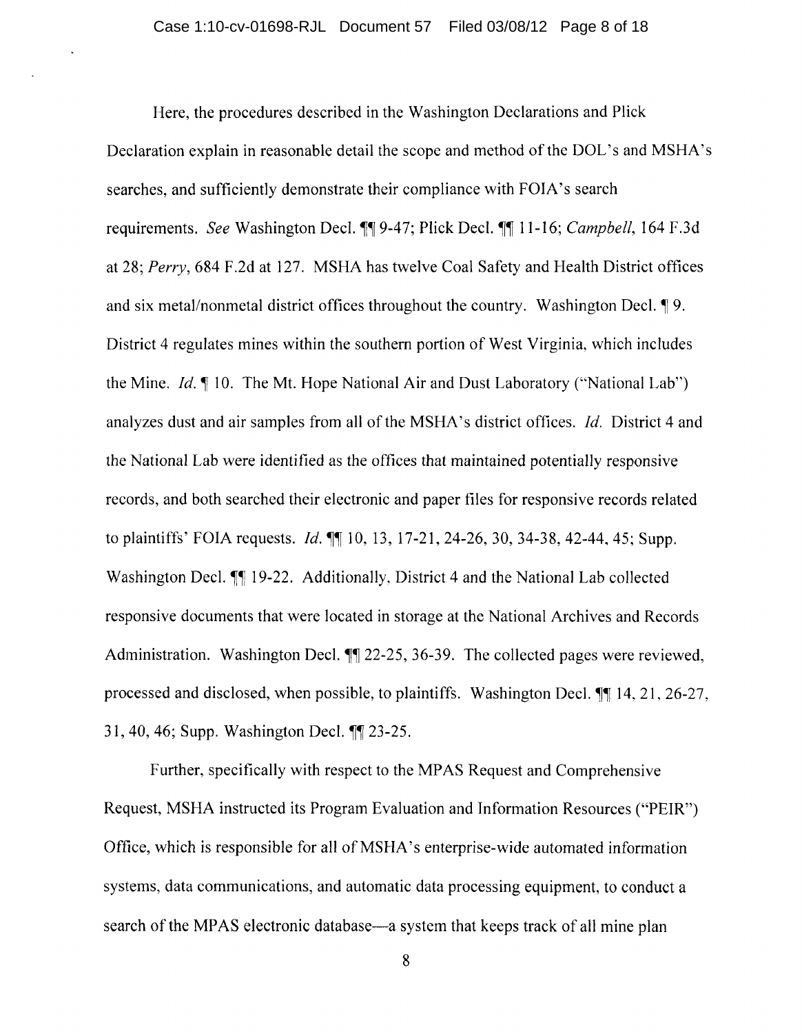Here, the procedures described in the Washington Declarations and Plick Declaration explain in reasonable detail the scope and method of the DOL's and MSHA's searches, and sufficiently demonstrate their compliance with FOIA's search requirements. *See* Washington Decl. ¶¶ 9-47; Plick Decl. ¶¶ 11-16; *Campbell*, 164 F.3d at 28; *Perry*, 684 F.2d at 127. MSHA has twelve Coal Safety and Health District offices and six metal/nonmetal district offices throughout the country. Washington Decl. ¶ 9. District 4 regulates mines within the southern portion of West Virginia, which includes the Mine. *Id.* ¶ 10. The Mt. Hope National Air and Dust Laboratory ("National Lab") analyzes dust and air samples from all of the MSHA's district offices. *Id.* District 4 and the National Lab were identified as the offices that maintained potentially responsive records, and both searched their electronic and paper files for responsive records related to plaintiffs' FOIA requests. *Id.* ¶¶ 10, 13, 17-21, 24-26, 30, 34-38, 42-44, 45; Supp. Washington Decl. ¶¶ 19-22. Additionally, District 4 and the National Lab collected responsive documents that were located in storage at the National Archives and Records Administration. Washington Decl. ¶¶ 22-25, 36-39. The collected pages were reviewed, processed and disclosed, when possible, to plaintiffs. Washington Decl. ¶¶ 14, 21, 26-27, 31, 40, 46; Supp. Washington Decl. ¶¶ 23-25.

Further, specifically with respect to the MPAS Request and Comprehensive Request, MSHA instructed its Program Evaluation and Information Resources ("PEIR") Office, which is responsible for all of MSHA's enterprise-wide automated information systems, data communications, and automatic data processing equipment, to conduct a search of the MPAS electronic database—a system that keeps track of all mine plan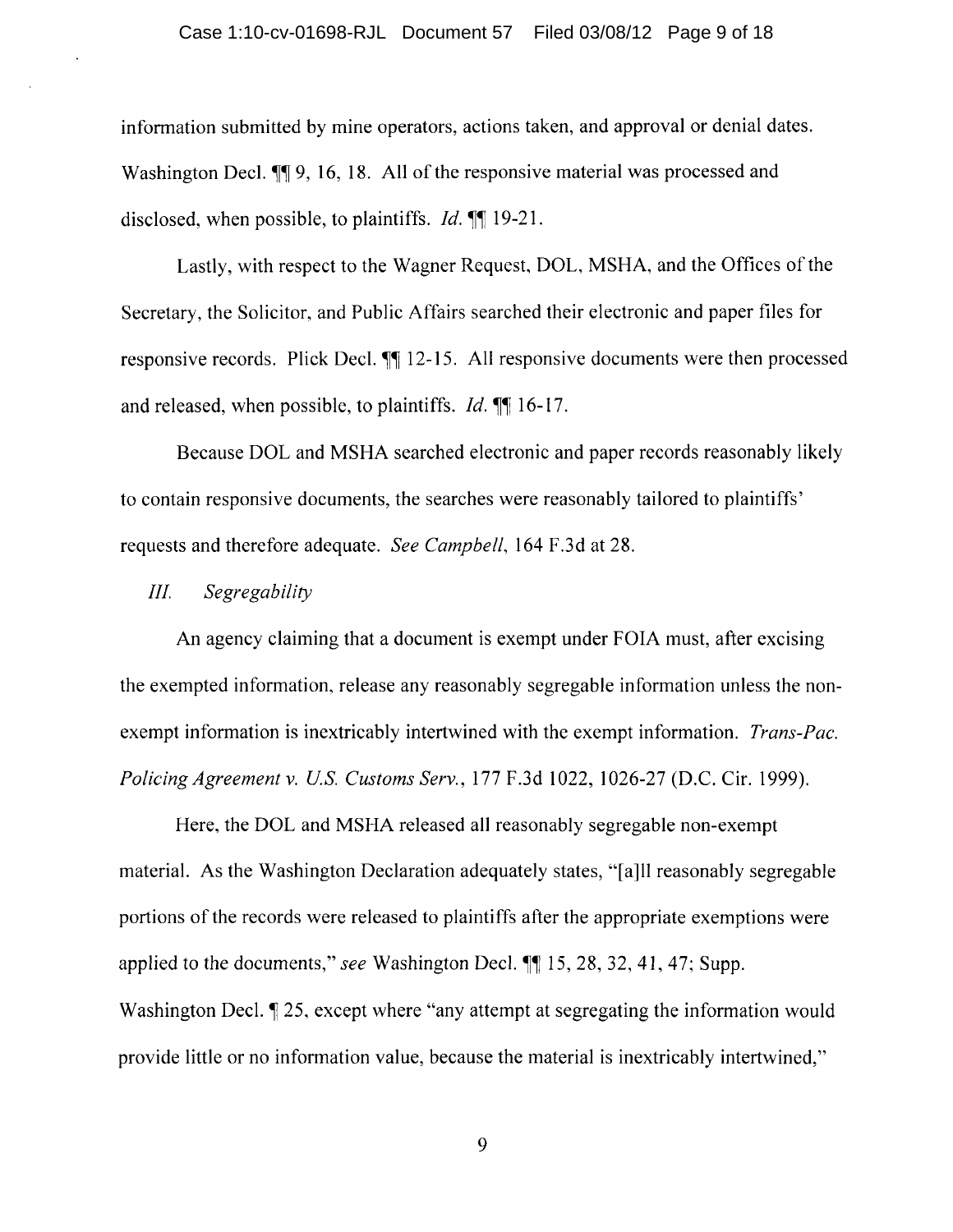information submitted by mine operators, actions taken, and approval or denial dates. Washington Decl. ¶¶ 9, 16, 18. All of the responsive material was processed and disclosed, when possible, to plaintiffs. *Id.* ¶¶ 19-21.

Lastly, with respect to the Wagner Request, DOL, MSHA, and the Offices of the Secretary, the Solicitor, and Public Affairs searched their electronic and paper files for responsive records. Plick Decl. ¶¶ 12-15. All responsive documents were then processed and released, when possible, to plaintiffs. *Id.* ¶¶ 16-17.

Because DOL and MSHA searched electronic and paper records reasonably likely to contain responsive documents, the searches were reasonably tailored to plaintiffs' requests and therefore adequate. *See Campbell*, 164 F.3d at 28.

### *III. Segregability*

An agency claiming that a document is exempt under FOIA must, after excising the exempted information, release any reasonably segregable information unless the non-exempt information is inextricably intertwined with the exempt information. *Trans-Pac. Policing Agreement v. U.S. Customs Serv.*, 177 F.3d 1022, 1026-27 (D.C. Cir. 1999).

Here, the DOL and MSHA released all reasonably segregable non-exempt material. As the Washington Declaration adequately states, "[a]ll reasonably segregable portions of the records were released to plaintiffs after the appropriate exemptions were applied to the documents," *see* Washington Decl. ¶¶ 15, 28, 32, 41, 47; Supp. Washington Decl. ¶ 25, except where "any attempt at segregating the information would provide little or no information value, because the material is inextricably intertwined,"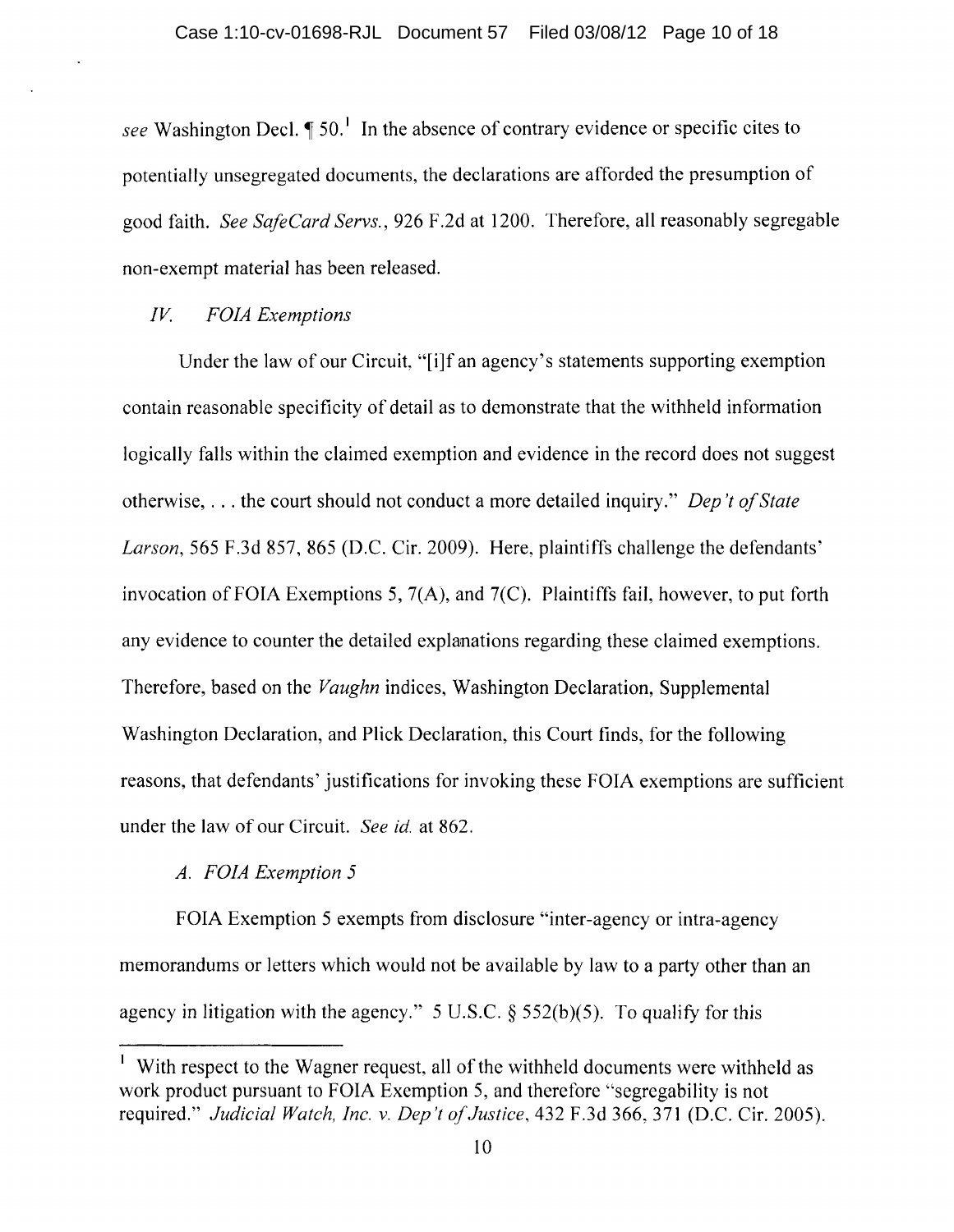*see* Washington Decl. ¶ 50.[1] In the absence of contrary evidence or specific cites to potentially unsegregated documents, the declarations are afforded the presumption of good faith. *See SafeCard Servs.*, 926 F.2d at 1200. Therefore, all reasonably segregable non-exempt material has been released.

### *IV. FOIA Exemptions*

Under the law of our Circuit, "[i]f an agency's statements supporting exemption contain reasonable specificity of detail as to demonstrate that the withheld information logically falls within the claimed exemption and evidence in the record does not suggest otherwise, . . . the court should not conduct a more detailed inquiry." *Dep't of State Larson*, 565 F.3d 857, 865 (D.C. Cir. 2009). Here, plaintiffs challenge the defendants' invocation of FOIA Exemptions 5, 7(A), and 7(C). Plaintiffs fail, however, to put forth any evidence to counter the detailed explanations regarding these claimed exemptions. Therefore, based on the *Vaughn* indices, Washington Declaration, Supplemental Washington Declaration, and Plick Declaration, this Court finds, for the following reasons, that defendants' justifications for invoking these FOIA exemptions are sufficient under the law of our Circuit. *See id.* at 862.

#### *A. FOIA Exemption 5*

FOIA Exemption 5 exempts from disclosure "inter-agency or intra-agency memorandums or letters which would not be available by law to a party other than an agency in litigation with the agency." 5 U.S.C. § 552(b)(5). To qualify for this

---

[1] With respect to the Wagner request, all of the withheld documents were withheld as work product pursuant to FOIA Exemption 5, and therefore "segregability is not required." *Judicial Watch, Inc. v. Dep't of Justice*, 432 F.3d 366, 371 (D.C. Cir. 2005).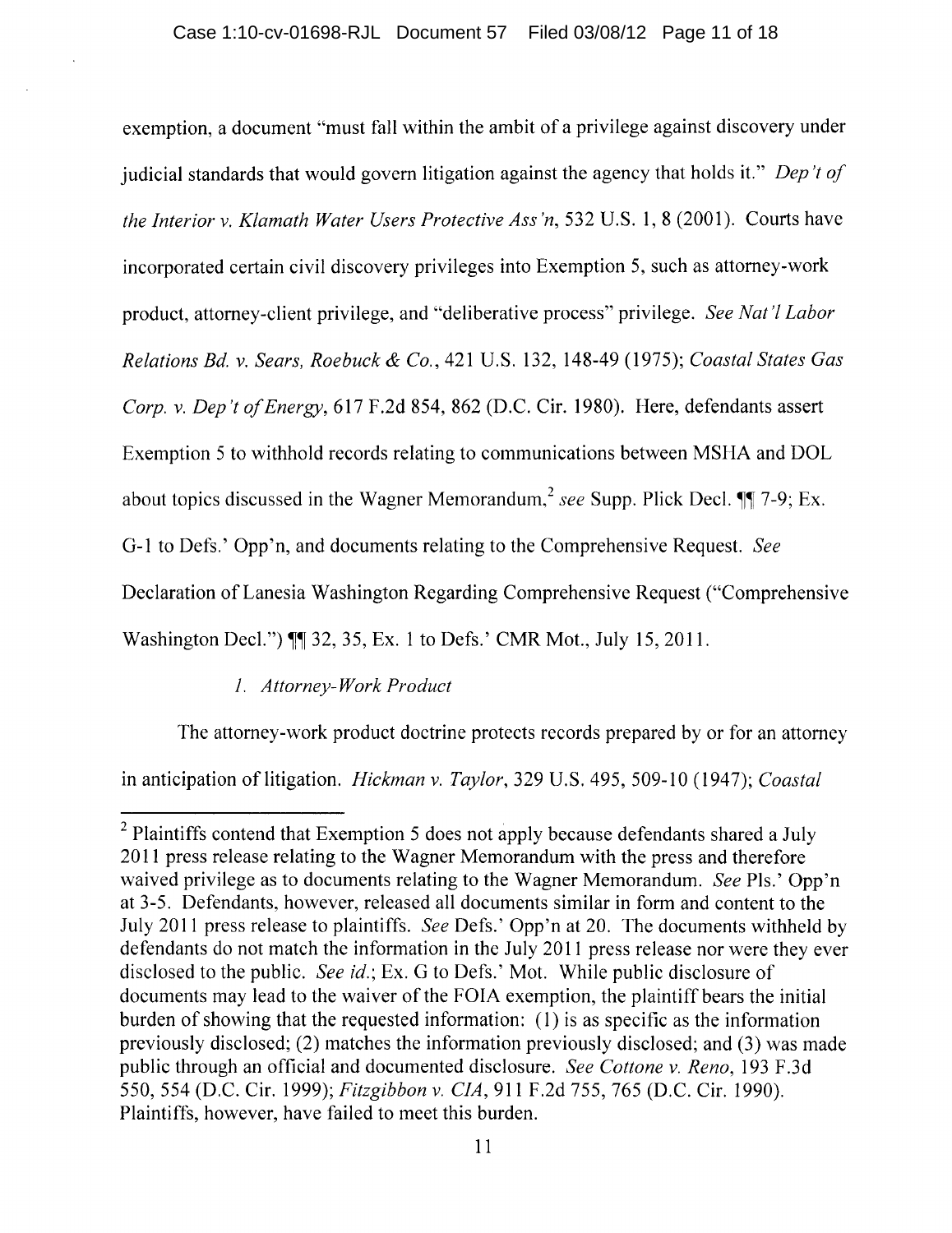exemption, a document "must fall within the ambit of a privilege against discovery under judicial standards that would govern litigation against the agency that holds it." *Dep't of the Interior v. Klamath Water Users Protective Ass'n*, 532 U.S. 1, 8 (2001). Courts have incorporated certain civil discovery privileges into Exemption 5, such as attorney-work product, attorney-client privilege, and "deliberative process" privilege. *See Nat'l Labor Relations Bd. v. Sears, Roebuck & Co.*, 421 U.S. 132, 148-49 (1975); *Coastal States Gas Corp. v. Dep't of Energy*, 617 F.2d 854, 862 (D.C. Cir. 1980). Here, defendants assert Exemption 5 to withhold records relating to communications between MSHA and DOL about topics discussed in the Wagner Memorandum,[2] *see* Supp. Plick Decl. ¶¶ 7-9; Ex. G-1 to Defs.' Opp'n, and documents relating to the Comprehensive Request. *See* Declaration of Lanesia Washington Regarding Comprehensive Request ("Comprehensive Washington Decl.") ¶¶ 32, 35, Ex. 1 to Defs.' CMR Mot., July 15, 2011.

*1. Attorney-Work Product*

The attorney-work product doctrine protects records prepared by or for an attorney in anticipation of litigation. *Hickman v. Taylor*, 329 U.S. 495, 509-10 (1947); *Coastal*

[2] Plaintiffs contend that Exemption 5 does not apply because defendants shared a July 2011 press release relating to the Wagner Memorandum with the press and therefore waived privilege as to documents relating to the Wagner Memorandum. *See* Pls.' Opp'n at 3-5. Defendants, however, released all documents similar in form and content to the July 2011 press release to plaintiffs. *See* Defs.' Opp'n at 20. The documents withheld by defendants do not match the information in the July 2011 press release nor were they ever disclosed to the public. *See id.*; Ex. G to Defs.' Mot. While public disclosure of documents may lead to the waiver of the FOIA exemption, the plaintiff bears the initial burden of showing that the requested information: (1) is as specific as the information previously disclosed; (2) matches the information previously disclosed; and (3) was made public through an official and documented disclosure. *See Cottone v. Reno*, 193 F.3d 550, 554 (D.C. Cir. 1999); *Fitzgibbon v. CIA*, 911 F.2d 755, 765 (D.C. Cir. 1990). Plaintiffs, however, have failed to meet this burden.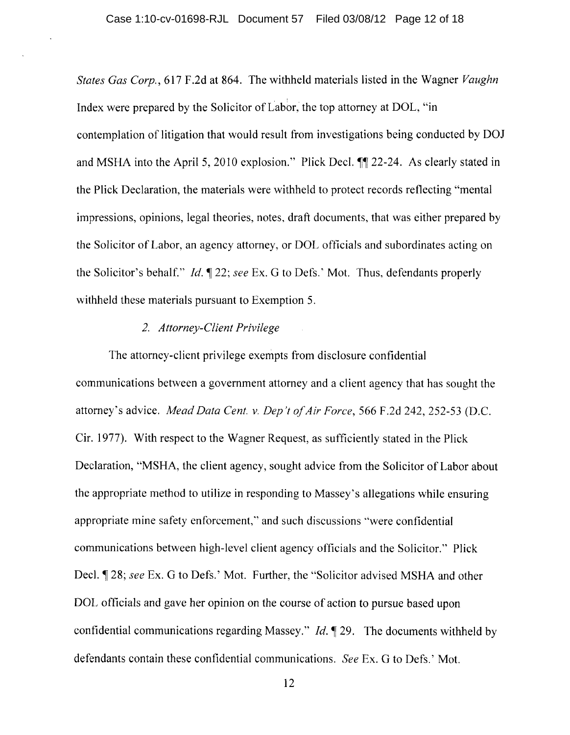*States Gas Corp.*, 617 F.2d at 864. The withheld materials listed in the Wagner *Vaughn* Index were prepared by the Solicitor of Labor, the top attorney at DOL, "in contemplation of litigation that would result from investigations being conducted by DOJ and MSHA into the April 5, 2010 explosion." Plick Decl. ¶¶ 22-24. As clearly stated in the Plick Declaration, the materials were withheld to protect records reflecting "mental impressions, opinions, legal theories, notes, draft documents, that was either prepared by the Solicitor of Labor, an agency attorney, or DOL officials and subordinates acting on the Solicitor's behalf." *Id.* ¶ 22; *see* Ex. G to Defs.' Mot. Thus, defendants properly withheld these materials pursuant to Exemption 5.

*2. Attorney-Client Privilege*

The attorney-client privilege exempts from disclosure confidential communications between a government attorney and a client agency that has sought the attorney's advice. *Mead Data Cent. v. Dep't of Air Force*, 566 F.2d 242, 252-53 (D.C. Cir. 1977). With respect to the Wagner Request, as sufficiently stated in the Plick Declaration, "MSHA, the client agency, sought advice from the Solicitor of Labor about the appropriate method to utilize in responding to Massey's allegations while ensuring appropriate mine safety enforcement," and such discussions "were confidential communications between high-level client agency officials and the Solicitor." Plick Decl. ¶ 28; *see* Ex. G to Defs.' Mot. Further, the "Solicitor advised MSHA and other DOL officials and gave her opinion on the course of action to pursue based upon confidential communications regarding Massey." *Id.* ¶ 29. The documents withheld by defendants contain these confidential communications. *See* Ex. G to Defs.' Mot.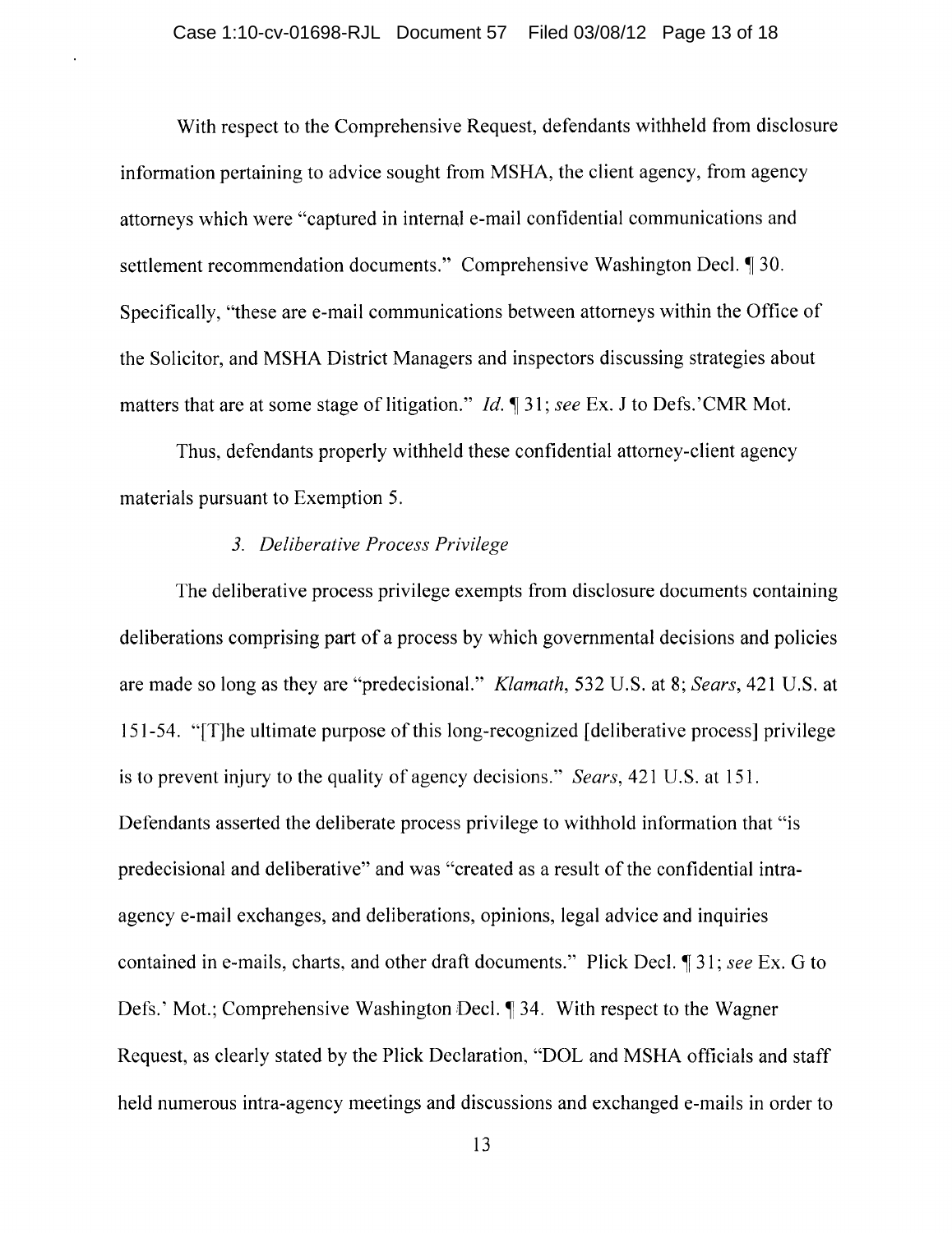With respect to the Comprehensive Request, defendants withheld from disclosure information pertaining to advice sought from MSHA, the client agency, from agency attorneys which were "captured in internal e-mail confidential communications and settlement recommendation documents." Comprehensive Washington Decl. ¶ 30. Specifically, "these are e-mail communications between attorneys within the Office of the Solicitor, and MSHA District Managers and inspectors discussing strategies about matters that are at some stage of litigation." *Id.* ¶ 31; *see* Ex. J to Defs.'CMR Mot.

Thus, defendants properly withheld these confidential attorney-client agency materials pursuant to Exemption 5.

### *3. Deliberative Process Privilege*

The deliberative process privilege exempts from disclosure documents containing deliberations comprising part of a process by which governmental decisions and policies are made so long as they are "predecisional." *Klamath*, 532 U.S. at 8; *Sears*, 421 U.S. at 151-54. "[T]he ultimate purpose of this long-recognized [deliberative process] privilege is to prevent injury to the quality of agency decisions." *Sears*, 421 U.S. at 151. Defendants asserted the deliberate process privilege to withhold information that "is predecisional and deliberative" and was "created as a result of the confidential intra-agency e-mail exchanges, and deliberations, opinions, legal advice and inquiries contained in e-mails, charts, and other draft documents." Plick Decl. ¶ 31; *see* Ex. G to Defs.' Mot.; Comprehensive Washington Decl. ¶ 34. With respect to the Wagner Request, as clearly stated by the Plick Declaration, "DOL and MSHA officials and staff held numerous intra-agency meetings and discussions and exchanged e-mails in order to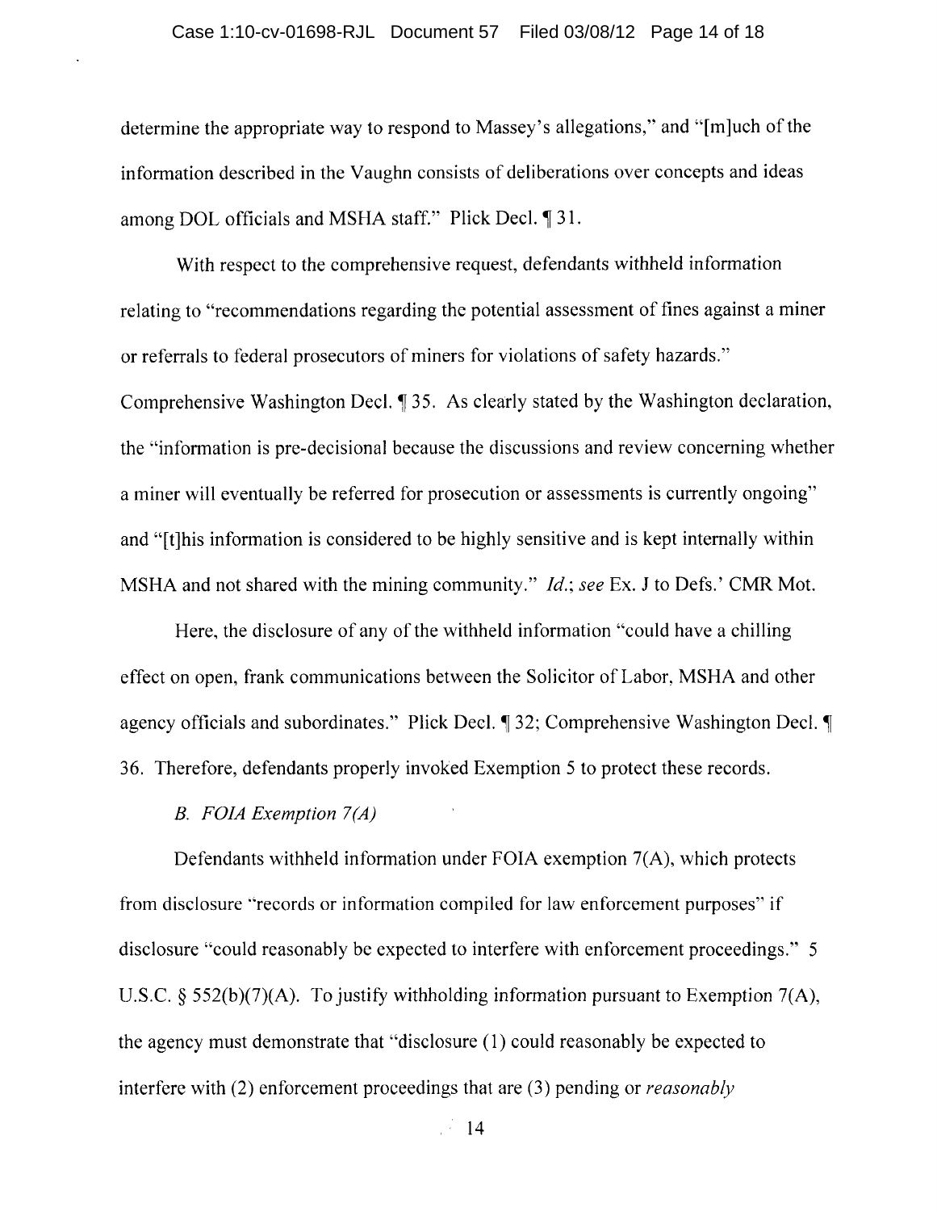determine the appropriate way to respond to Massey's allegations," and "[m]uch of the information described in the Vaughn consists of deliberations over concepts and ideas among DOL officials and MSHA staff." Plick Decl. ¶ 31.

With respect to the comprehensive request, defendants withheld information relating to "recommendations regarding the potential assessment of fines against a miner or referrals to federal prosecutors of miners for violations of safety hazards." Comprehensive Washington Decl. ¶ 35. As clearly stated by the Washington declaration, the "information is pre-decisional because the discussions and review concerning whether a miner will eventually be referred for prosecution or assessments is currently ongoing" and "[t]his information is considered to be highly sensitive and is kept internally within MSHA and not shared with the mining community." *Id.*; *see* Ex. J to Defs.' CMR Mot.

Here, the disclosure of any of the withheld information "could have a chilling effect on open, frank communications between the Solicitor of Labor, MSHA and other agency officials and subordinates." Plick Decl. ¶ 32; Comprehensive Washington Decl. ¶ 36. Therefore, defendants properly invoked Exemption 5 to protect these records.

*B. FOIA Exemption 7(A)*

Defendants withheld information under FOIA exemption 7(A), which protects from disclosure "records or information compiled for law enforcement purposes" if disclosure "could reasonably be expected to interfere with enforcement proceedings." 5 U.S.C. § 552(b)(7)(A). To justify withholding information pursuant to Exemption 7(A), the agency must demonstrate that "disclosure (1) could reasonably be expected to interfere with (2) enforcement proceedings that are (3) pending or *reasonably*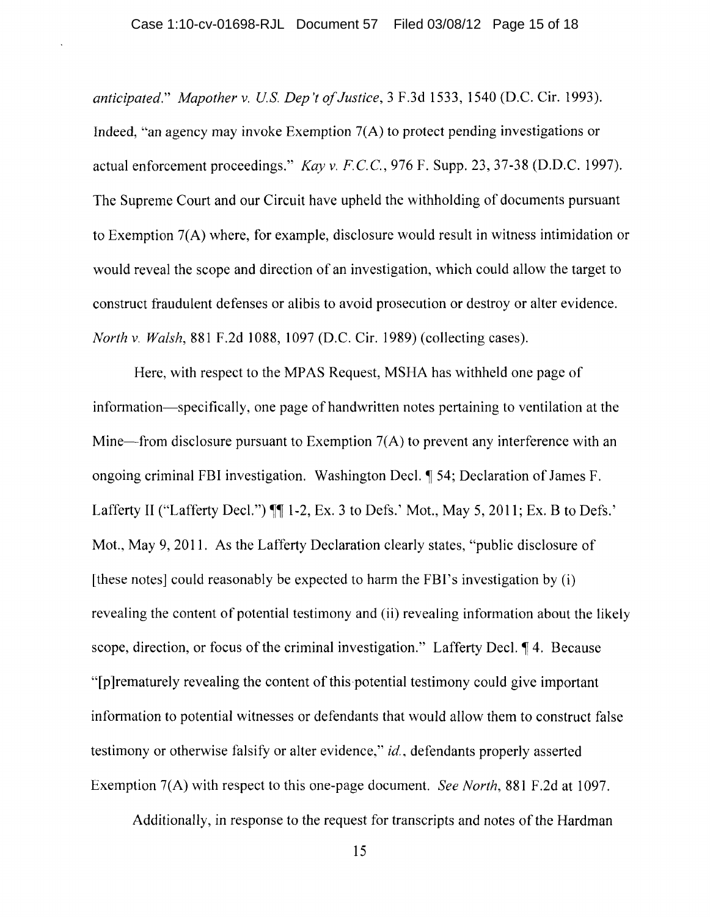*anticipated.*" *Mapother v. U.S. Dep't of Justice*, 3 F.3d 1533, 1540 (D.C. Cir. 1993). Indeed, "an agency may invoke Exemption 7(A) to protect pending investigations or actual enforcement proceedings." *Kay v. F.C.C.*, 976 F. Supp. 23, 37-38 (D.D.C. 1997). The Supreme Court and our Circuit have upheld the withholding of documents pursuant to Exemption 7(A) where, for example, disclosure would result in witness intimidation or would reveal the scope and direction of an investigation, which could allow the target to construct fraudulent defenses or alibis to avoid prosecution or destroy or alter evidence. *North v. Walsh*, 881 F.2d 1088, 1097 (D.C. Cir. 1989) (collecting cases).

Here, with respect to the MPAS Request, MSHA has withheld one page of information—specifically, one page of handwritten notes pertaining to ventilation at the Mine—from disclosure pursuant to Exemption 7(A) to prevent any interference with an ongoing criminal FBI investigation. Washington Decl. ¶ 54; Declaration of James F. Lafferty II ("Lafferty Decl.") ¶¶ 1-2, Ex. 3 to Defs.' Mot., May 5, 2011; Ex. B to Defs.' Mot., May 9, 2011. As the Lafferty Declaration clearly states, "public disclosure of [these notes] could reasonably be expected to harm the FBI's investigation by (i) revealing the content of potential testimony and (ii) revealing information about the likely scope, direction, or focus of the criminal investigation." Lafferty Decl. ¶ 4. Because "[p]rematurely revealing the content of this potential testimony could give important information to potential witnesses or defendants that would allow them to construct false testimony or otherwise falsify or alter evidence," *id.*, defendants properly asserted Exemption 7(A) with respect to this one-page document. *See North*, 881 F.2d at 1097.

Additionally, in response to the request for transcripts and notes of the Hardman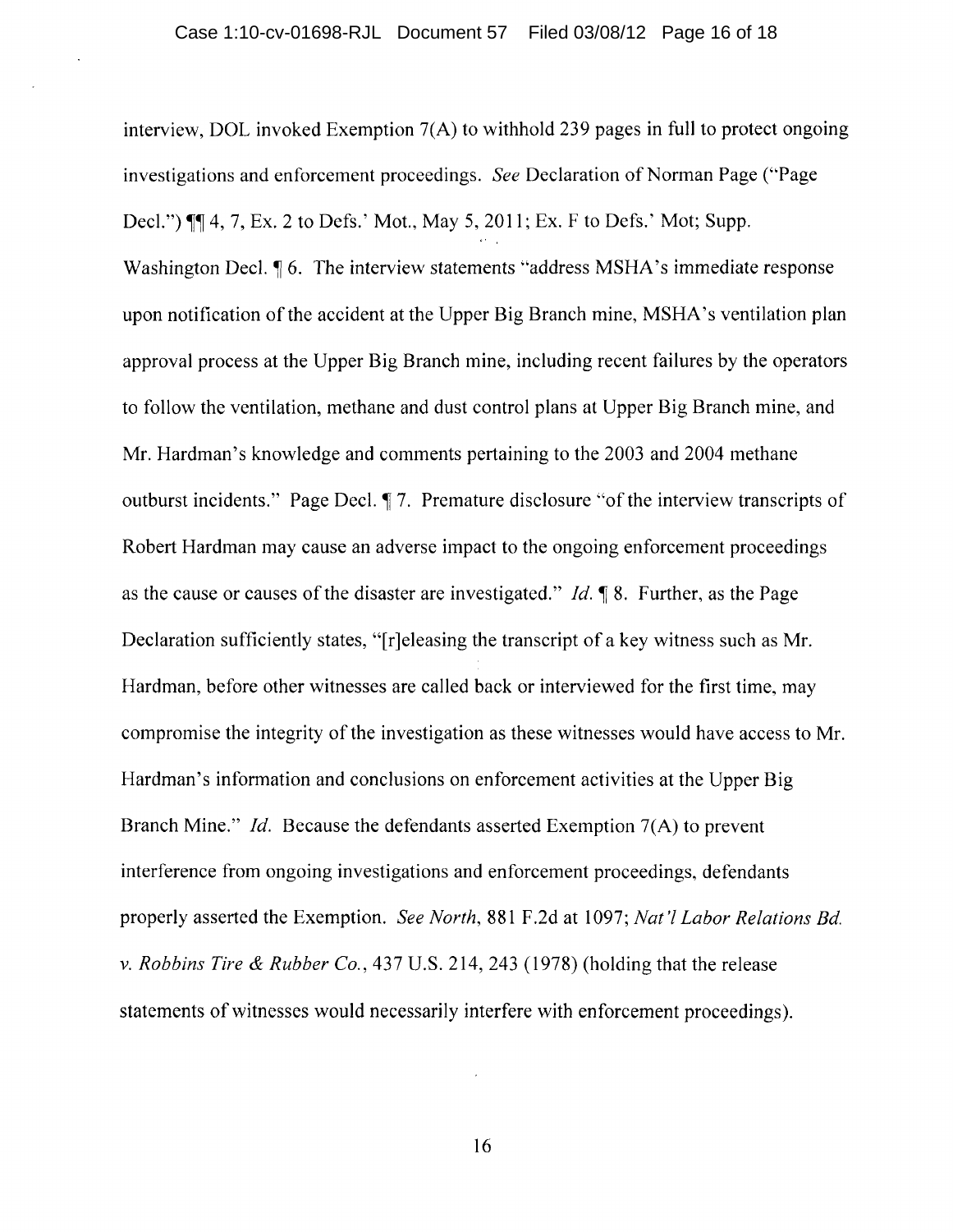interview, DOL invoked Exemption 7(A) to withhold 239 pages in full to protect ongoing investigations and enforcement proceedings. *See* Declaration of Norman Page ("Page Decl.") ¶¶ 4, 7, Ex. 2 to Defs.' Mot., May 5, 2011; Ex. F to Defs.' Mot; Supp. Washington Decl. ¶ 6. The interview statements "address MSHA's immediate response upon notification of the accident at the Upper Big Branch mine, MSHA's ventilation plan approval process at the Upper Big Branch mine, including recent failures by the operators to follow the ventilation, methane and dust control plans at Upper Big Branch mine, and Mr. Hardman's knowledge and comments pertaining to the 2003 and 2004 methane outburst incidents." Page Decl. ¶ 7. Premature disclosure "of the interview transcripts of Robert Hardman may cause an adverse impact to the ongoing enforcement proceedings as the cause or causes of the disaster are investigated." *Id.* ¶ 8. Further, as the Page Declaration sufficiently states, "[r]eleasing the transcript of a key witness such as Mr. Hardman, before other witnesses are called back or interviewed for the first time, may compromise the integrity of the investigation as these witnesses would have access to Mr. Hardman's information and conclusions on enforcement activities at the Upper Big Branch Mine." *Id.* Because the defendants asserted Exemption 7(A) to prevent interference from ongoing investigations and enforcement proceedings, defendants properly asserted the Exemption. *See North*, 881 F.2d at 1097; *Nat'l Labor Relations Bd. v. Robbins Tire & Rubber Co.*, 437 U.S. 214, 243 (1978) (holding that the release statements of witnesses would necessarily interfere with enforcement proceedings).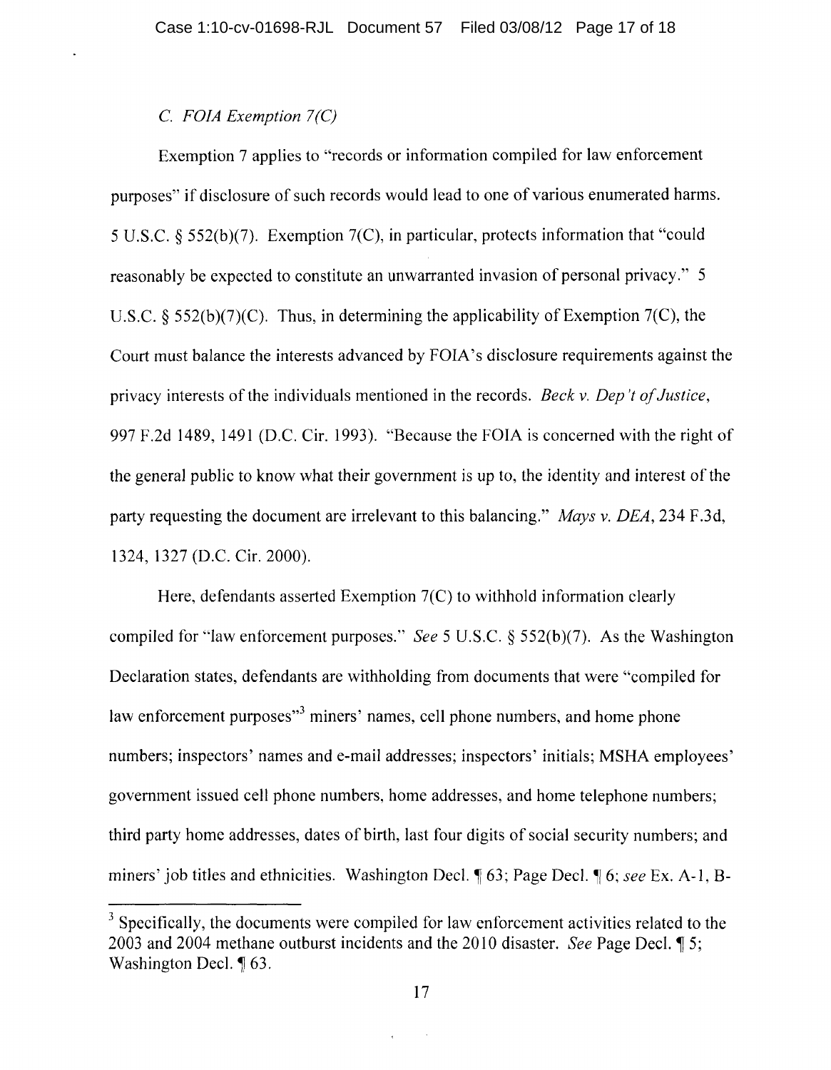*C. FOIA Exemption 7(C)*

Exemption 7 applies to "records or information compiled for law enforcement purposes" if disclosure of such records would lead to one of various enumerated harms. 5 U.S.C. § 552(b)(7). Exemption 7(C), in particular, protects information that "could reasonably be expected to constitute an unwarranted invasion of personal privacy." 5 U.S.C. § 552(b)(7)(C). Thus, in determining the applicability of Exemption 7(C), the Court must balance the interests advanced by FOIA's disclosure requirements against the privacy interests of the individuals mentioned in the records. *Beck v. Dep't of Justice*, 997 F.2d 1489, 1491 (D.C. Cir. 1993). "Because the FOIA is concerned with the right of the general public to know what their government is up to, the identity and interest of the party requesting the document are irrelevant to this balancing." *Mays v. DEA*, 234 F.3d, 1324, 1327 (D.C. Cir. 2000).

Here, defendants asserted Exemption 7(C) to withhold information clearly compiled for "law enforcement purposes." *See* 5 U.S.C. § 552(b)(7). As the Washington Declaration states, defendants are withholding from documents that were "compiled for law enforcement purposes"[3] miners' names, cell phone numbers, and home phone numbers; inspectors' names and e-mail addresses; inspectors' initials; MSHA employees' government issued cell phone numbers, home addresses, and home telephone numbers; third party home addresses, dates of birth, last four digits of social security numbers; and miners' job titles and ethnicities. Washington Decl. ¶ 63; Page Decl. ¶ 6; *see* Ex. A-1, B-

---

[3] Specifically, the documents were compiled for law enforcement activities related to the 2003 and 2004 methane outburst incidents and the 2010 disaster. *See* Page Decl. ¶ 5; Washington Decl. ¶ 63.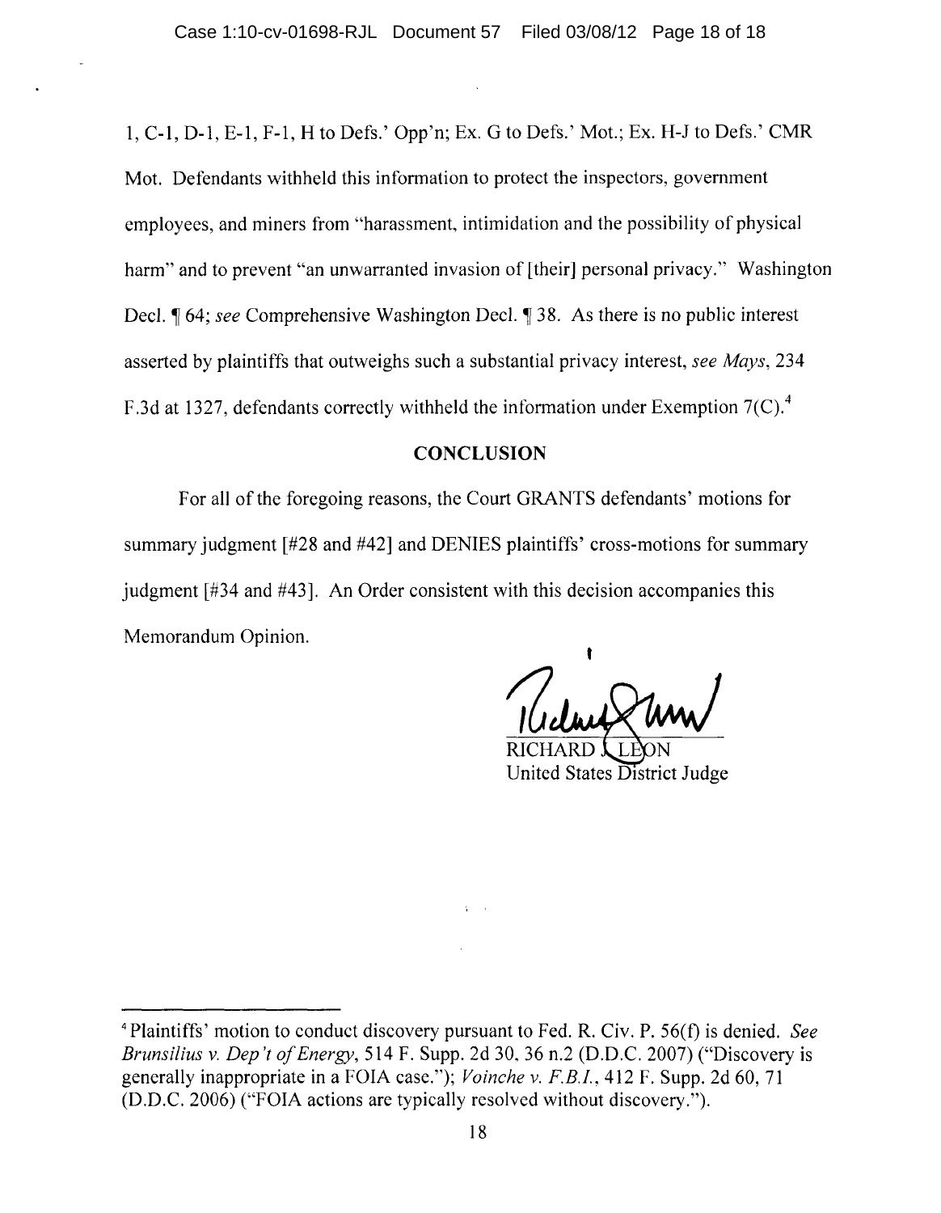1, C-1, D-1, E-1, F-1, H to Defs.' Opp'n; Ex. G to Defs.' Mot.; Ex. H-J to Defs.' CMR Mot. Defendants withheld this information to protect the inspectors, government employees, and miners from "harassment, intimidation and the possibility of physical harm" and to prevent "an unwarranted invasion of [their] personal privacy." Washington Decl. ¶ 64; *see* Comprehensive Washington Decl. ¶ 38. As there is no public interest asserted by plaintiffs that outweighs such a substantial privacy interest, *see Mays*, 234 F.3d at 1327, defendants correctly withheld the information under Exemption 7(C).[4]

## CONCLUSION

For all of the foregoing reasons, the Court GRANTS defendants' motions for summary judgment [#28 and #42] and DENIES plaintiffs' cross-motions for summary judgment [#34 and #43]. An Order consistent with this decision accompanies this Memorandum Opinion.

RICHARD J. LEON
United States District Judge

---

[4] Plaintiffs' motion to conduct discovery pursuant to Fed. R. Civ. P. 56(f) is denied. *See Brunsilius v. Dep't of Energy*, 514 F. Supp. 2d 30, 36 n.2 (D.D.C. 2007) ("Discovery is generally inappropriate in a FOIA case."); *Voinche v. F.B.I.*, 412 F. Supp. 2d 60, 71 (D.D.C. 2006) ("FOIA actions are typically resolved without discovery.").